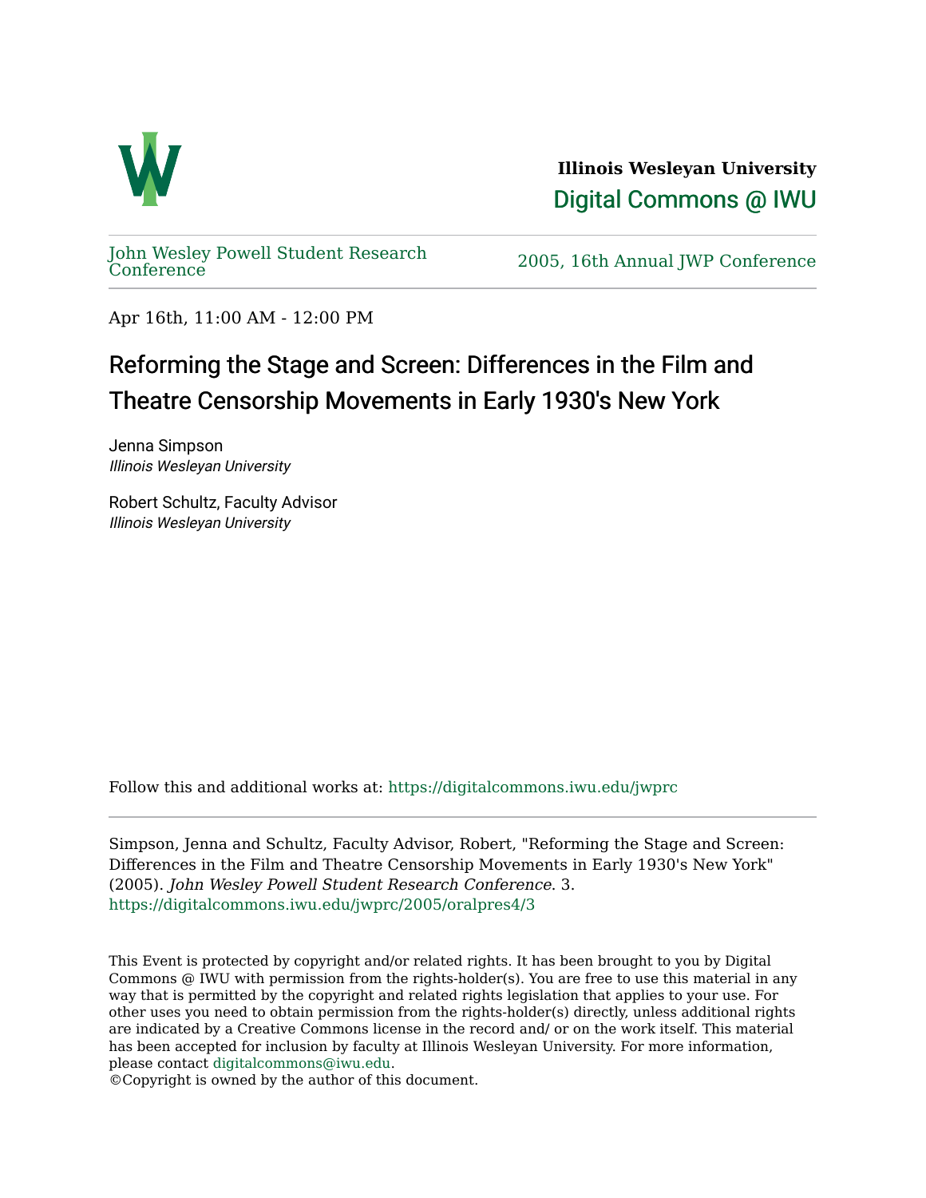**Illinois Wesleyan University**

Digital Commons @ IWU

John Wesley Powell Student Research Conference

2005, 16th Annual JWP Conference

Apr 16th, 11:00 AM - 12:00 PM

# Reforming the Stage and Screen: Differences in the Film and Theatre Censorship Movements in Early 1930's New York

Jenna Simpson
*Illinois Wesleyan University*

Robert Schultz, Faculty Advisor
*Illinois Wesleyan University*

Follow this and additional works at: https://digitalcommons.iwu.edu/jwprc

Simpson, Jenna and Schultz, Faculty Advisor, Robert, "Reforming the Stage and Screen: Differences in the Film and Theatre Censorship Movements in Early 1930's New York" (2005). *John Wesley Powell Student Research Conference*. 3.
https://digitalcommons.iwu.edu/jwprc/2005/oralpres4/3

This Event is protected by copyright and/or related rights. It has been brought to you by Digital Commons @ IWU with permission from the rights-holder(s). You are free to use this material in any way that is permitted by the copyright and related rights legislation that applies to your use. For other uses you need to obtain permission from the rights-holder(s) directly, unless additional rights are indicated by a Creative Commons license in the record and/ or on the work itself. This material has been accepted for inclusion by faculty at Illinois Wesleyan University. For more information, please contact digitalcommons@iwu.edu.
©Copyright is owned by the author of this document.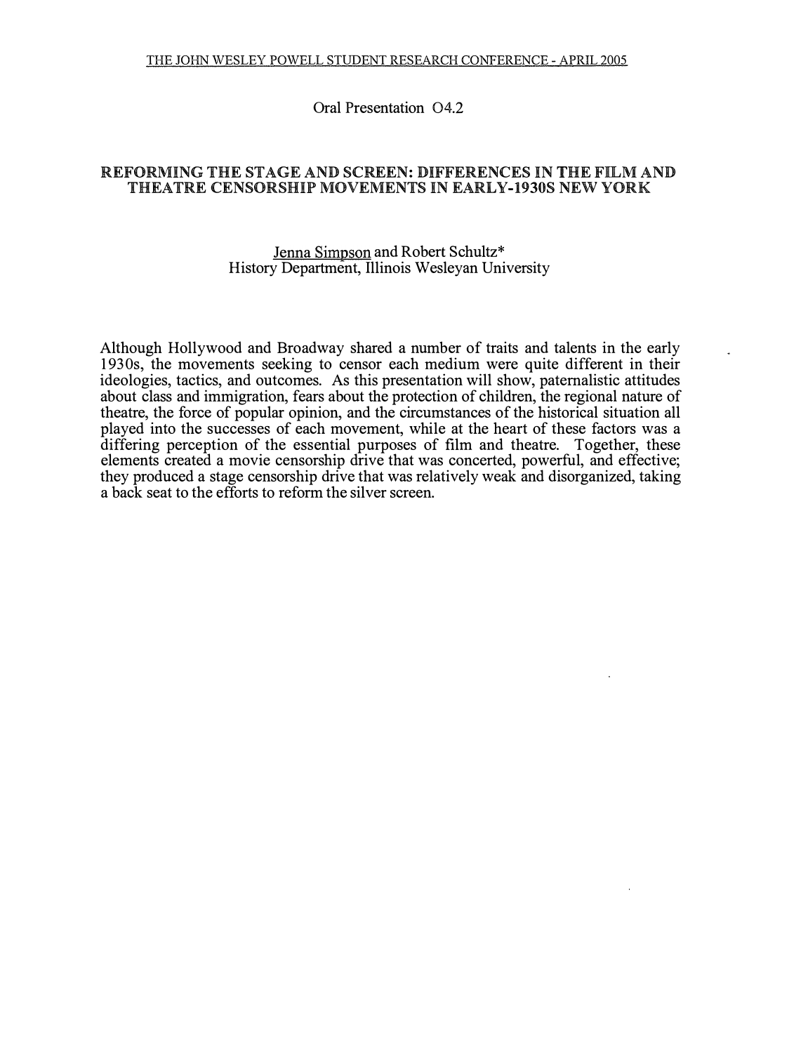Oral Presentation O4.2

## REFORMING THE STAGE AND SCREEN: DIFFERENCES IN THE FILM AND THEATRE CENSORSHIP MOVEMENTS IN EARLY-1930S NEW YORK

Jenna Simpson and Robert Schultz*
History Department, Illinois Wesleyan University

Although Hollywood and Broadway shared a number of traits and talents in the early 1930s, the movements seeking to censor each medium were quite different in their ideologies, tactics, and outcomes. As this presentation will show, paternalistic attitudes about class and immigration, fears about the protection of children, the regional nature of theatre, the force of popular opinion, and the circumstances of the historical situation all played into the successes of each movement, while at the heart of these factors was a differing perception of the essential purposes of film and theatre. Together, these elements created a movie censorship drive that was concerted, powerful, and effective; they produced a stage censorship drive that was relatively weak and disorganized, taking a back seat to the efforts to reform the silver screen.